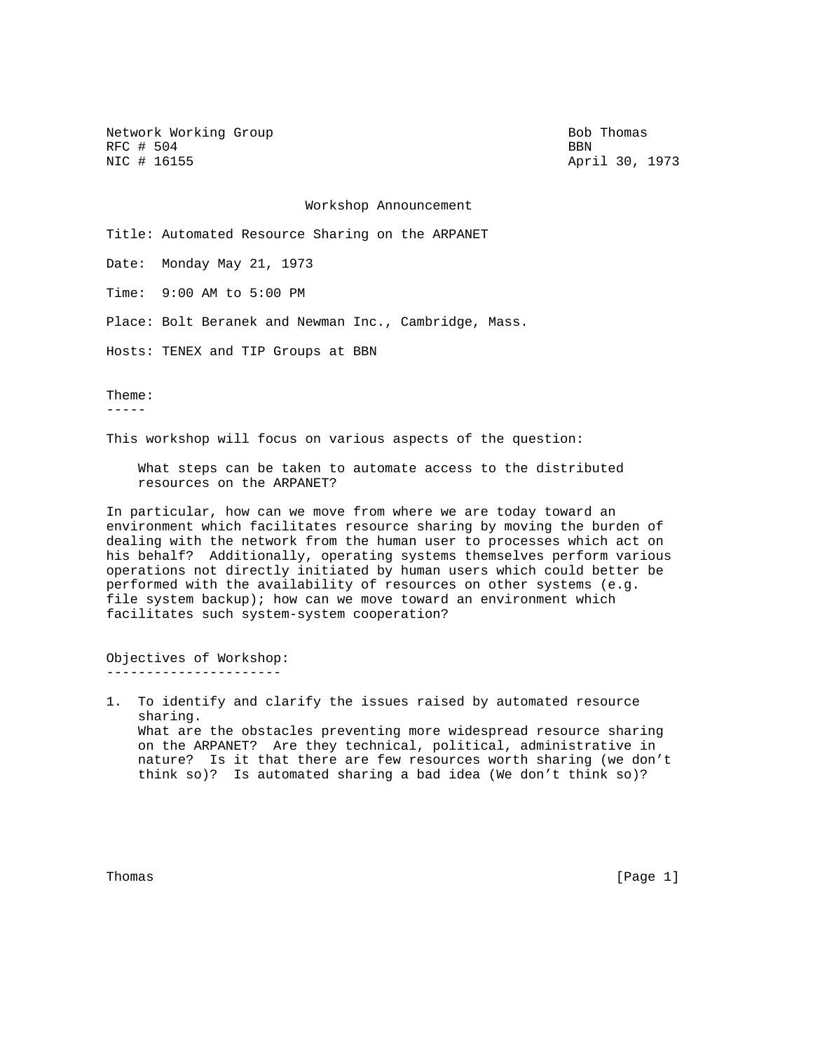Network Working Group Bob Thomas
RFC # 504 BBN
NIC # 16155 April 30, 1973

# Workshop Announcement

Title: Automated Resource Sharing on the ARPANET

Date: Monday May 21, 1973

Time: 9:00 AM to 5:00 PM

Place: Bolt Beranek and Newman Inc., Cambridge, Mass.

Hosts: TENEX and TIP Groups at BBN

## Theme:

This workshop will focus on various aspects of the question:

> What steps can be taken to automate access to the distributed resources on the ARPANET?

In particular, how can we move from where we are today toward an environment which facilitates resource sharing by moving the burden of dealing with the network from the human user to processes which act on his behalf? Additionally, operating systems themselves perform various operations not directly initiated by human users which could better be performed with the availability of resources on other systems (e.g. file system backup); how can we move toward an environment which facilitates such system-system cooperation?

## Objectives of Workshop:

1. To identify and clarify the issues raised by automated resource sharing.
   What are the obstacles preventing more widespread resource sharing on the ARPANET? Are they technical, political, administrative in nature? Is it that there are few resources worth sharing (we don't think so)? Is automated sharing a bad idea (We don't think so)?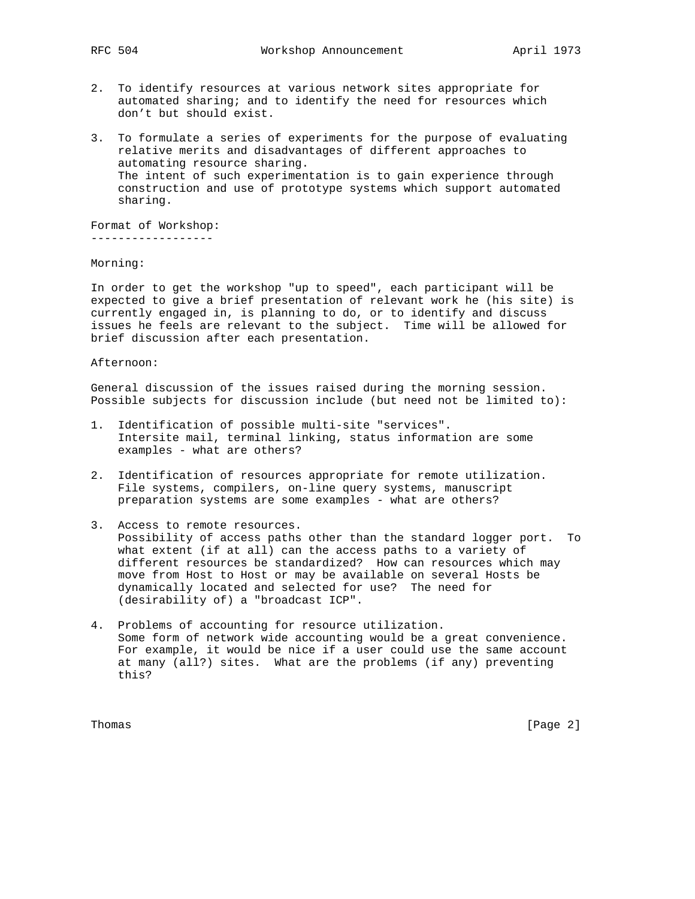2. To identify resources at various network sites appropriate for automated sharing; and to identify the need for resources which don't but should exist.

3. To formulate a series of experiments for the purpose of evaluating relative merits and disadvantages of different approaches to automating resource sharing.
   The intent of such experimentation is to gain experience through construction and use of prototype systems which support automated sharing.

## Format of Workshop:

Morning:

In order to get the workshop "up to speed", each participant will be expected to give a brief presentation of relevant work he (his site) is currently engaged in, is planning to do, or to identify and discuss issues he feels are relevant to the subject. Time will be allowed for brief discussion after each presentation.

Afternoon:

General discussion of the issues raised during the morning session. Possible subjects for discussion include (but need not be limited to):

1. Identification of possible multi-site "services".
   Intersite mail, terminal linking, status information are some examples - what are others?

2. Identification of resources appropriate for remote utilization.
   File systems, compilers, on-line query systems, manuscript preparation systems are some examples - what are others?

3. Access to remote resources.
   Possibility of access paths other than the standard logger port. To what extent (if at all) can the access paths to a variety of different resources be standardized? How can resources which may move from Host to Host or may be available on several Hosts be dynamically located and selected for use? The need for (desirability of) a "broadcast ICP".

4. Problems of accounting for resource utilization.
   Some form of network wide accounting would be a great convenience. For example, it would be nice if a user could use the same account at many (all?) sites. What are the problems (if any) preventing this?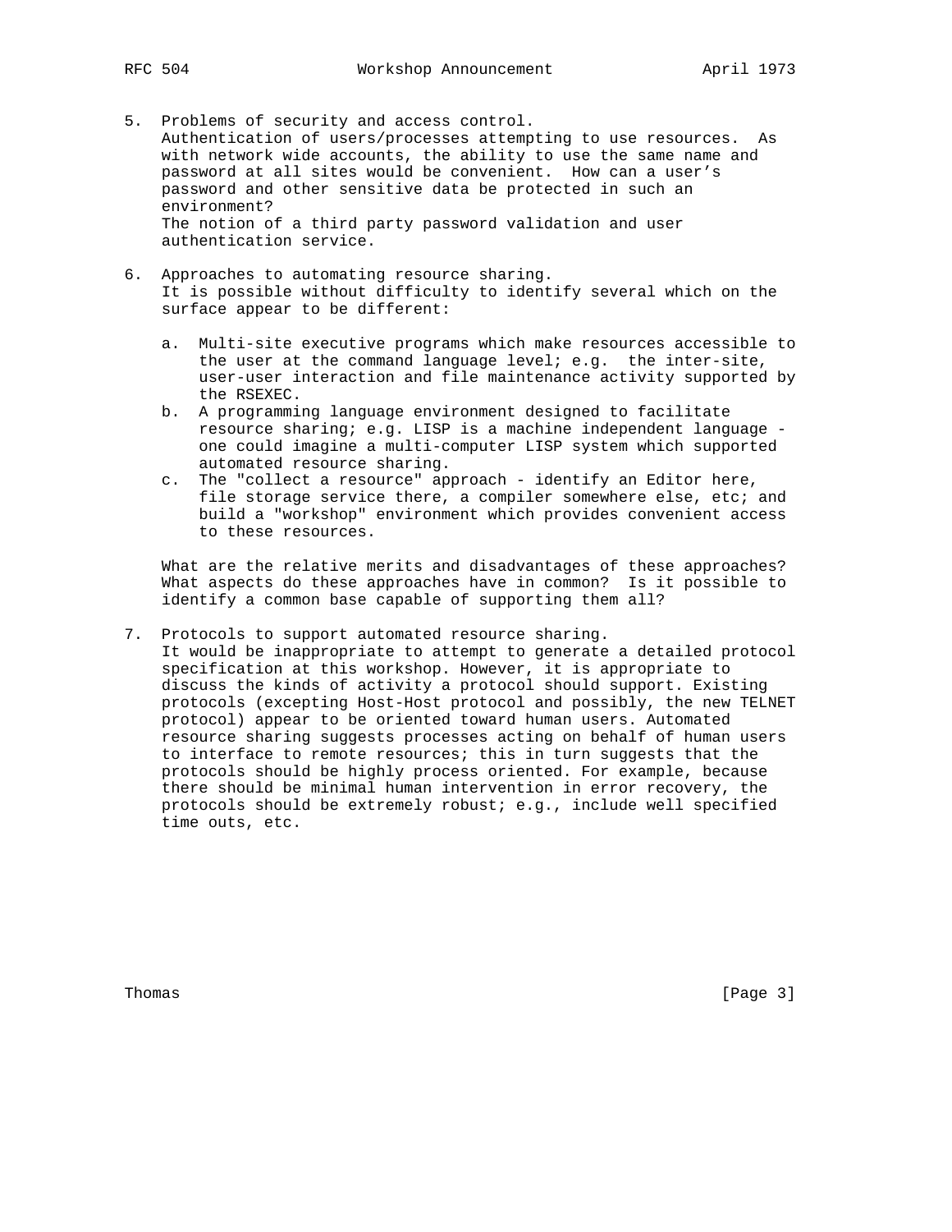5. Problems of security and access control.
   Authentication of users/processes attempting to use resources. As with network wide accounts, the ability to use the same name and password at all sites would be convenient. How can a user's password and other sensitive data be protected in such an environment?
   The notion of a third party password validation and user authentication service.

6. Approaches to automating resource sharing.
   It is possible without difficulty to identify several which on the surface appear to be different:

   a. Multi-site executive programs which make resources accessible to the user at the command language level; e.g. the inter-site, user-user interaction and file maintenance activity supported by the RSEXEC.
   b. A programming language environment designed to facilitate resource sharing; e.g. LISP is a machine independent language - one could imagine a multi-computer LISP system which supported automated resource sharing.
   c. The "collect a resource" approach - identify an Editor here, file storage service there, a compiler somewhere else, etc; and build a "workshop" environment which provides convenient access to these resources.

   What are the relative merits and disadvantages of these approaches? What aspects do these approaches have in common? Is it possible to identify a common base capable of supporting them all?

7. Protocols to support automated resource sharing.
   It would be inappropriate to attempt to generate a detailed protocol specification at this workshop. However, it is appropriate to discuss the kinds of activity a protocol should support. Existing protocols (excepting Host-Host protocol and possibly, the new TELNET protocol) appear to be oriented toward human users. Automated resource sharing suggests processes acting on behalf of human users to interface to remote resources; this in turn suggests that the protocols should be highly process oriented. For example, because there should be minimal human intervention in error recovery, the protocols should be extremely robust; e.g., include well specified time outs, etc.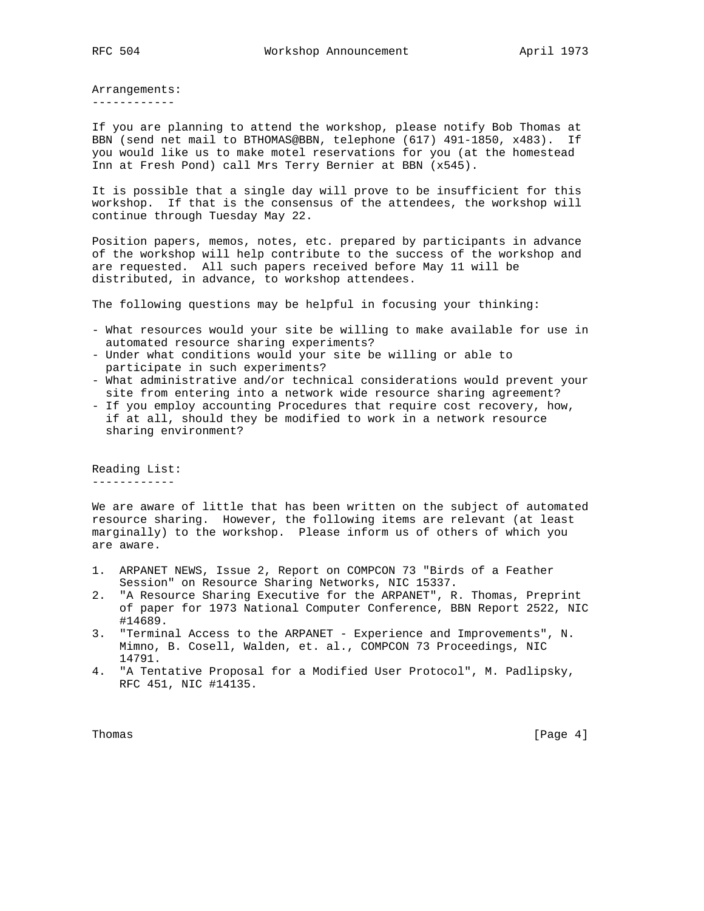## Arrangements:

If you are planning to attend the workshop, please notify Bob Thomas at BBN (send net mail to BTHOMAS@BBN, telephone (617) 491-1850, x483). If you would like us to make motel reservations for you (at the homestead Inn at Fresh Pond) call Mrs Terry Bernier at BBN (x545).

It is possible that a single day will prove to be insufficient for this workshop. If that is the consensus of the attendees, the workshop will continue through Tuesday May 22.

Position papers, memos, notes, etc. prepared by participants in advance of the workshop will help contribute to the success of the workshop and are requested. All such papers received before May 11 will be distributed, in advance, to workshop attendees.

The following questions may be helpful in focusing your thinking:

- What resources would your site be willing to make available for use in automated resource sharing experiments?
- Under what conditions would your site be willing or able to participate in such experiments?
- What administrative and/or technical considerations would prevent your site from entering into a network wide resource sharing agreement?
- If you employ accounting Procedures that require cost recovery, how, if at all, should they be modified to work in a network resource sharing environment?

## Reading List:

We are aware of little that has been written on the subject of automated resource sharing. However, the following items are relevant (at least marginally) to the workshop. Please inform us of others of which you are aware.

1. ARPANET NEWS, Issue 2, Report on COMPCON 73 "Birds of a Feather Session" on Resource Sharing Networks, NIC 15337.
2. "A Resource Sharing Executive for the ARPANET", R. Thomas, Preprint of paper for 1973 National Computer Conference, BBN Report 2522, NIC #14689.
3. "Terminal Access to the ARPANET - Experience and Improvements", N. Mimno, B. Cosell, Walden, et. al., COMPCON 73 Proceedings, NIC 14791.
4. "A Tentative Proposal for a Modified User Protocol", M. Padlipsky, RFC 451, NIC #14135.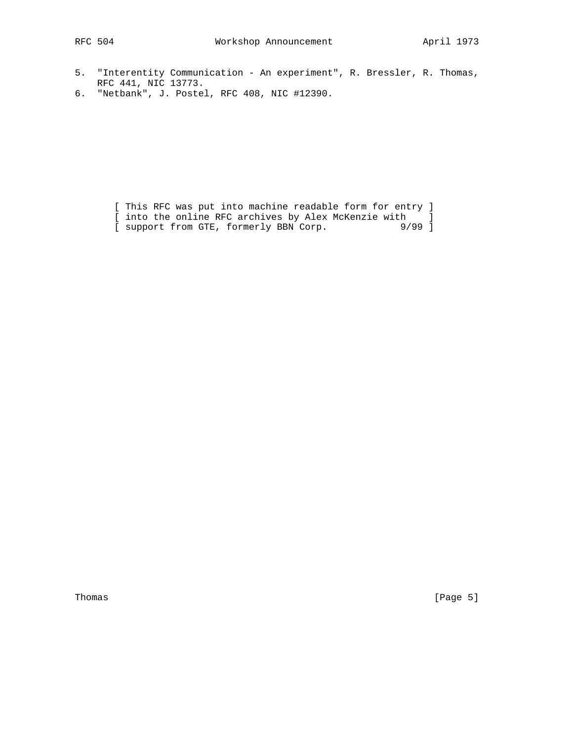5. "Interentity Communication - An experiment", R. Bressler, R. Thomas, RFC 441, NIC 13773.
6. "Netbank", J. Postel, RFC 408, NIC #12390.

[ This RFC was put into machine readable form for entry ]
[ into the online RFC archives by Alex McKenzie with ]
[ support from GTE, formerly BBN Corp. 9/99 ]